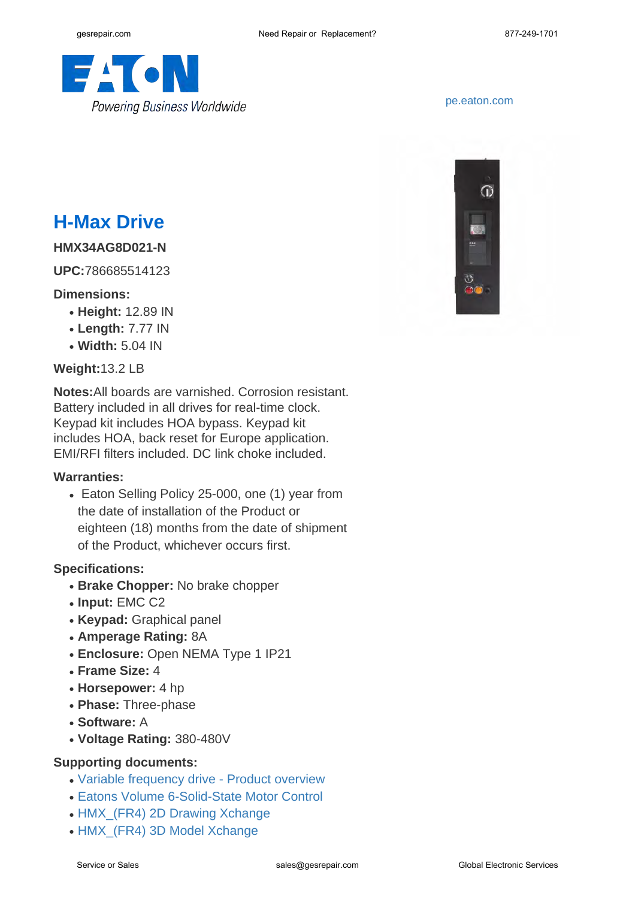# H-Max Drive

**HMX34AG8D021-N**

**UPC:**786685514123

**Dimensions:**

- **Height:** 12.89 IN
- **Length:** 7.77 IN
- **Width:** 5.04 IN

**Weight:**13.2 LB

**Notes:**All boards are varnished. Corrosion resistant. Battery included in all drives for real-time clock. Keypad kit includes HOA bypass. Keypad kit includes HOA, back reset for Europe application. EMI/RFI filters included. DC link choke included.

**Warranties:**

- Eaton Selling Policy 25-000, one (1) year from the date of installation of the Product or eighteen (18) months from the date of shipment of the Product, whichever occurs first.

**Specifications:**

- **Brake Chopper:** No brake chopper
- **Input:** EMC C2
- **Keypad:** Graphical panel
- **Amperage Rating:** 8A
- **Enclosure:** Open NEMA Type 1 IP21
- **Frame Size:** 4
- **Horsepower:** 4 hp
- **Phase:** Three-phase
- **Software:** A
- **Voltage Rating:** 380-480V

**Supporting documents:**

- Variable frequency drive - Product overview
- Eatons Volume 6-Solid-State Motor Control
- HMX_(FR4) 2D Drawing Xchange
- HMX_(FR4) 3D Model Xchange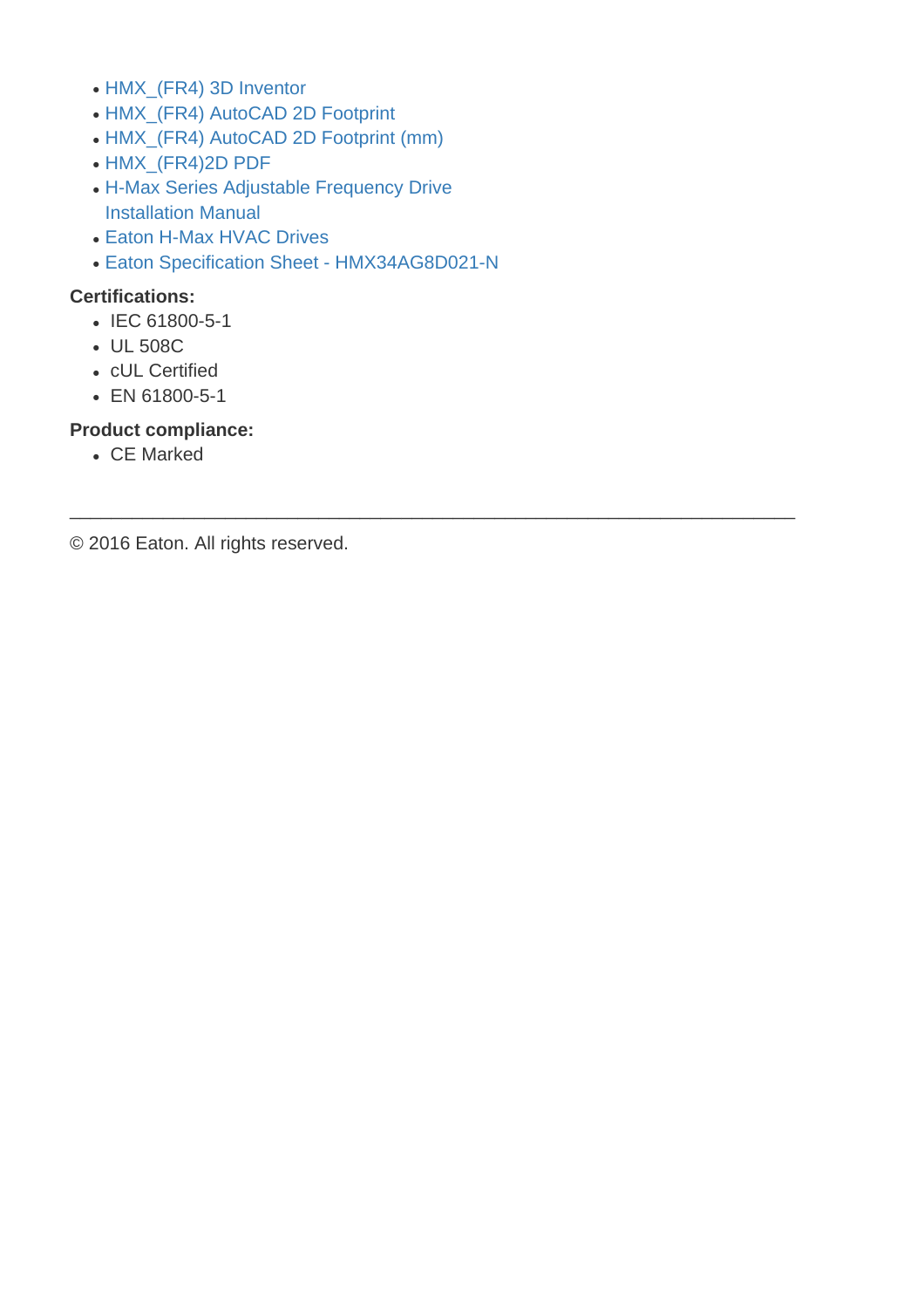- HMX_(FR4) 3D Inventor
- HMX_(FR4) AutoCAD 2D Footprint
- HMX_(FR4) AutoCAD 2D Footprint (mm)
- HMX_(FR4)2D PDF
- H-Max Series Adjustable Frequency Drive Installation Manual
- Eaton H-Max HVAC Drives
- Eaton Specification Sheet - HMX34AG8D021-N

**Certifications:**

- IEC 61800-5-1
- UL 508C
- cUL Certified
- EN 61800-5-1

**Product compliance:**

- CE Marked

---

© 2016 Eaton. All rights reserved.